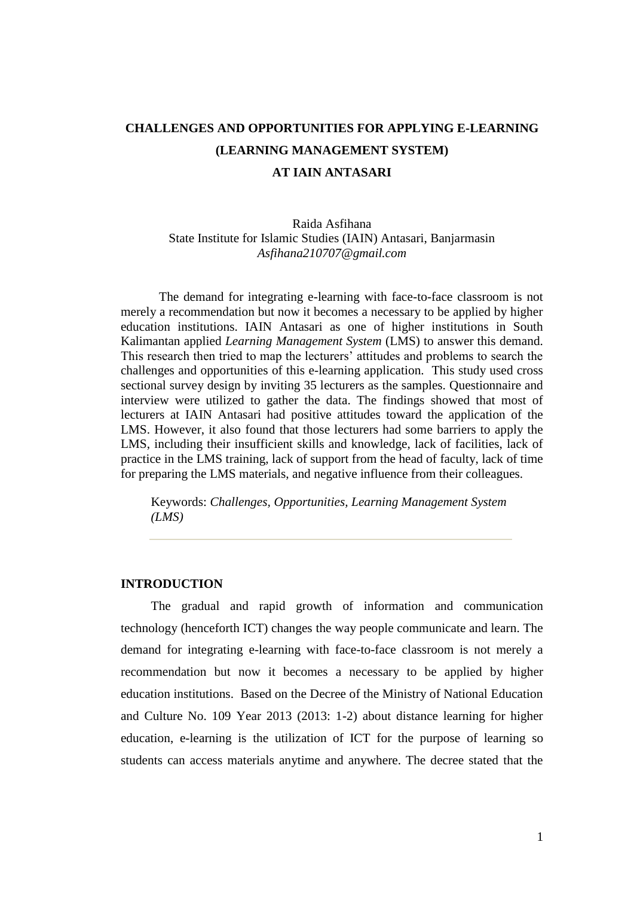# CHALLENGES AND OPPORTUNITIES FOR APPLYING E-LEARNING (LEARNING MANAGEMENT SYSTEM) AT IAIN ANTASARI

Raida Asfihana
State Institute for Islamic Studies (IAIN) Antasari, Banjarmasin
*Asfihana210707@gmail.com*

The demand for integrating e-learning with face-to-face classroom is not merely a recommendation but now it becomes a necessary to be applied by higher education institutions. IAIN Antasari as one of higher institutions in South Kalimantan applied *Learning Management System* (LMS) to answer this demand. This research then tried to map the lecturers' attitudes and problems to search the challenges and opportunities of this e-learning application. This study used cross sectional survey design by inviting 35 lecturers as the samples. Questionnaire and interview were utilized to gather the data. The findings showed that most of lecturers at IAIN Antasari had positive attitudes toward the application of the LMS. However, it also found that those lecturers had some barriers to apply the LMS, including their insufficient skills and knowledge, lack of facilities, lack of practice in the LMS training, lack of support from the head of faculty, lack of time for preparing the LMS materials, and negative influence from their colleagues.

Keywords: *Challenges, Opportunities, Learning Management System (LMS)*

## INTRODUCTION

The gradual and rapid growth of information and communication technology (henceforth ICT) changes the way people communicate and learn. The demand for integrating e-learning with face-to-face classroom is not merely a recommendation but now it becomes a necessary to be applied by higher education institutions. Based on the Decree of the Ministry of National Education and Culture No. 109 Year 2013 (2013: 1-2) about distance learning for higher education, e-learning is the utilization of ICT for the purpose of learning so students can access materials anytime and anywhere. The decree stated that the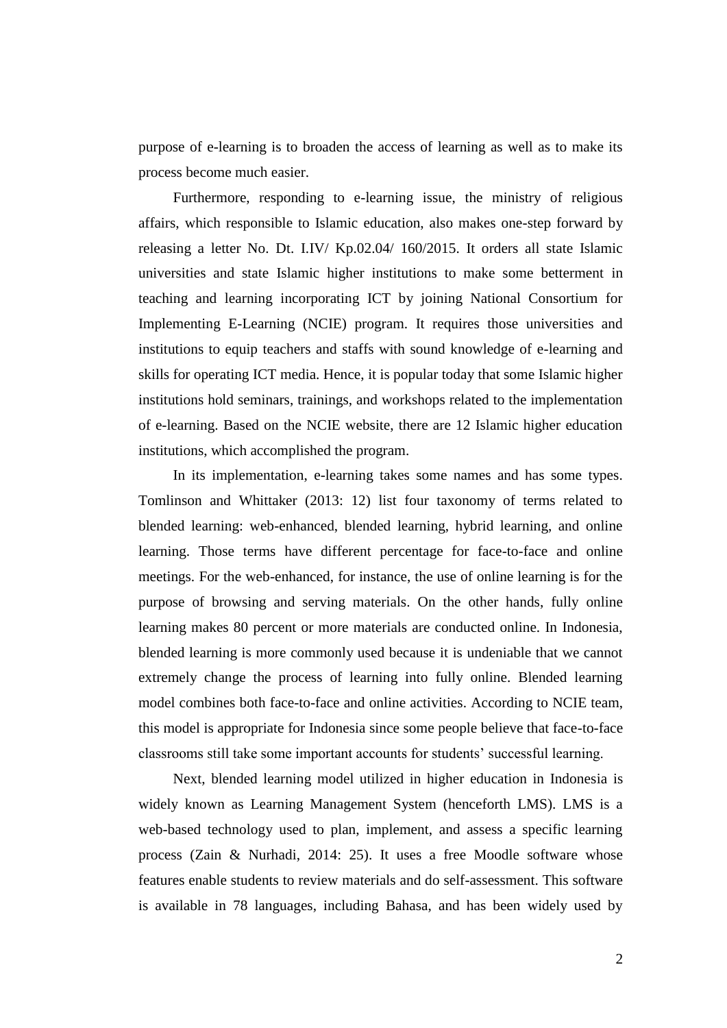purpose of e-learning is to broaden the access of learning as well as to make its process become much easier.

Furthermore, responding to e-learning issue, the ministry of religious affairs, which responsible to Islamic education, also makes one-step forward by releasing a letter No. Dt. I.IV/ Kp.02.04/ 160/2015. It orders all state Islamic universities and state Islamic higher institutions to make some betterment in teaching and learning incorporating ICT by joining National Consortium for Implementing E-Learning (NCIE) program. It requires those universities and institutions to equip teachers and staffs with sound knowledge of e-learning and skills for operating ICT media. Hence, it is popular today that some Islamic higher institutions hold seminars, trainings, and workshops related to the implementation of e-learning. Based on the NCIE website, there are 12 Islamic higher education institutions, which accomplished the program.

In its implementation, e-learning takes some names and has some types. Tomlinson and Whittaker (2013: 12) list four taxonomy of terms related to blended learning: web-enhanced, blended learning, hybrid learning, and online learning. Those terms have different percentage for face-to-face and online meetings. For the web-enhanced, for instance, the use of online learning is for the purpose of browsing and serving materials. On the other hands, fully online learning makes 80 percent or more materials are conducted online. In Indonesia, blended learning is more commonly used because it is undeniable that we cannot extremely change the process of learning into fully online. Blended learning model combines both face-to-face and online activities. According to NCIE team, this model is appropriate for Indonesia since some people believe that face-to-face classrooms still take some important accounts for students' successful learning.

Next, blended learning model utilized in higher education in Indonesia is widely known as Learning Management System (henceforth LMS). LMS is a web-based technology used to plan, implement, and assess a specific learning process (Zain & Nurhadi, 2014: 25). It uses a free Moodle software whose features enable students to review materials and do self-assessment. This software is available in 78 languages, including Bahasa, and has been widely used by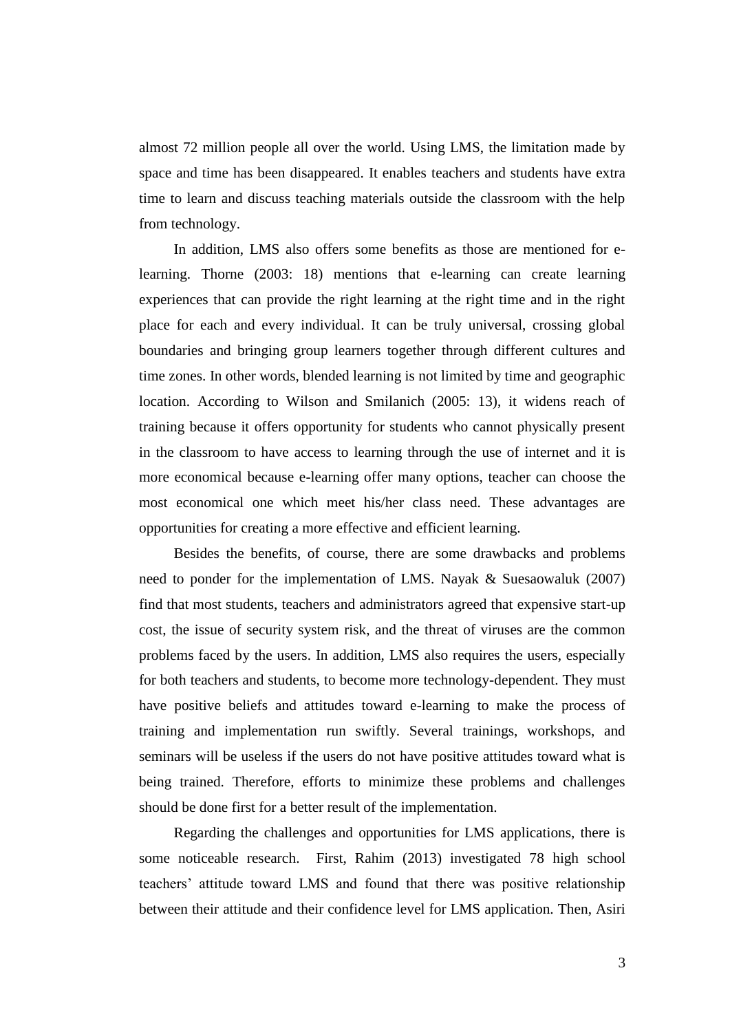almost 72 million people all over the world. Using LMS, the limitation made by space and time has been disappeared. It enables teachers and students have extra time to learn and discuss teaching materials outside the classroom with the help from technology.

In addition, LMS also offers some benefits as those are mentioned for e-learning. Thorne (2003: 18) mentions that e-learning can create learning experiences that can provide the right learning at the right time and in the right place for each and every individual. It can be truly universal, crossing global boundaries and bringing group learners together through different cultures and time zones. In other words, blended learning is not limited by time and geographic location. According to Wilson and Smilanich (2005: 13), it widens reach of training because it offers opportunity for students who cannot physically present in the classroom to have access to learning through the use of internet and it is more economical because e-learning offer many options, teacher can choose the most economical one which meet his/her class need. These advantages are opportunities for creating a more effective and efficient learning.

Besides the benefits, of course, there are some drawbacks and problems need to ponder for the implementation of LMS. Nayak & Suesaowaluk (2007) find that most students, teachers and administrators agreed that expensive start-up cost, the issue of security system risk, and the threat of viruses are the common problems faced by the users. In addition, LMS also requires the users, especially for both teachers and students, to become more technology-dependent. They must have positive beliefs and attitudes toward e-learning to make the process of training and implementation run swiftly. Several trainings, workshops, and seminars will be useless if the users do not have positive attitudes toward what is being trained. Therefore, efforts to minimize these problems and challenges should be done first for a better result of the implementation.

Regarding the challenges and opportunities for LMS applications, there is some noticeable research. First, Rahim (2013) investigated 78 high school teachers' attitude toward LMS and found that there was positive relationship between their attitude and their confidence level for LMS application. Then, Asiri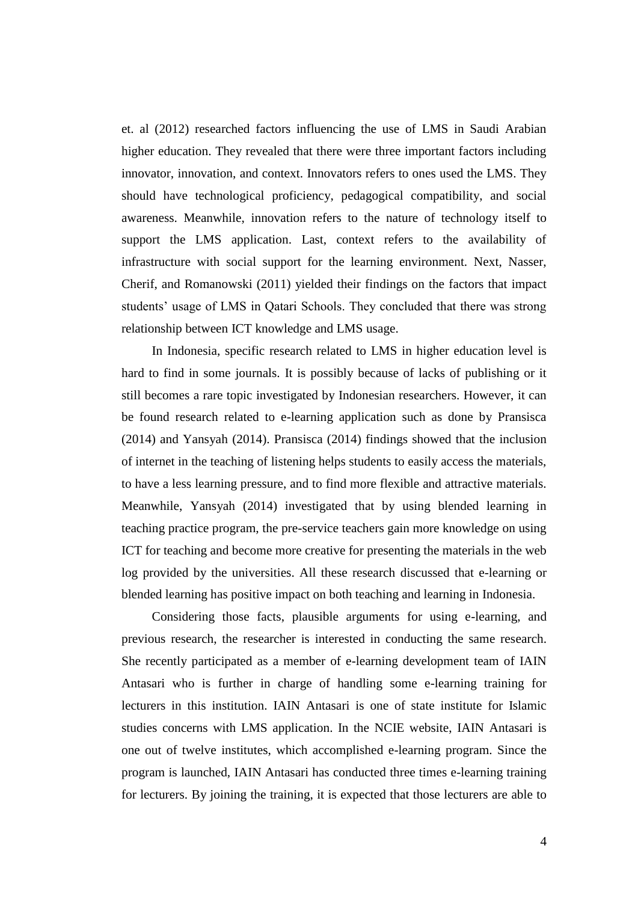et. al (2012) researched factors influencing the use of LMS in Saudi Arabian higher education. They revealed that there were three important factors including innovator, innovation, and context. Innovators refers to ones used the LMS. They should have technological proficiency, pedagogical compatibility, and social awareness. Meanwhile, innovation refers to the nature of technology itself to support the LMS application. Last, context refers to the availability of infrastructure with social support for the learning environment. Next, Nasser, Cherif, and Romanowski (2011) yielded their findings on the factors that impact students' usage of LMS in Qatari Schools. They concluded that there was strong relationship between ICT knowledge and LMS usage.

In Indonesia, specific research related to LMS in higher education level is hard to find in some journals. It is possibly because of lacks of publishing or it still becomes a rare topic investigated by Indonesian researchers. However, it can be found research related to e-learning application such as done by Pransisca (2014) and Yansyah (2014). Pransisca (2014) findings showed that the inclusion of internet in the teaching of listening helps students to easily access the materials, to have a less learning pressure, and to find more flexible and attractive materials. Meanwhile, Yansyah (2014) investigated that by using blended learning in teaching practice program, the pre-service teachers gain more knowledge on using ICT for teaching and become more creative for presenting the materials in the web log provided by the universities. All these research discussed that e-learning or blended learning has positive impact on both teaching and learning in Indonesia.

Considering those facts, plausible arguments for using e-learning, and previous research, the researcher is interested in conducting the same research. She recently participated as a member of e-learning development team of IAIN Antasari who is further in charge of handling some e-learning training for lecturers in this institution. IAIN Antasari is one of state institute for Islamic studies concerns with LMS application. In the NCIE website, IAIN Antasari is one out of twelve institutes, which accomplished e-learning program. Since the program is launched, IAIN Antasari has conducted three times e-learning training for lecturers. By joining the training, it is expected that those lecturers are able to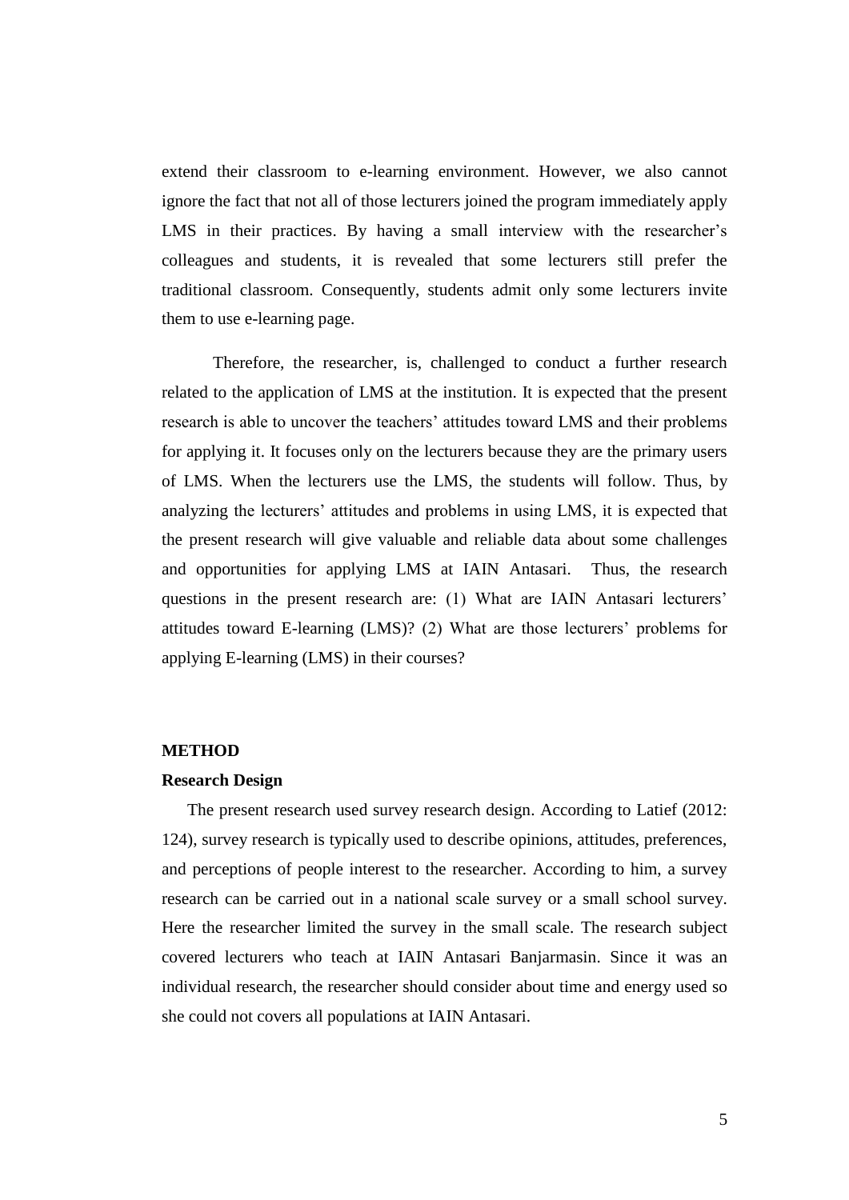extend their classroom to e-learning environment. However, we also cannot ignore the fact that not all of those lecturers joined the program immediately apply LMS in their practices. By having a small interview with the researcher's colleagues and students, it is revealed that some lecturers still prefer the traditional classroom. Consequently, students admit only some lecturers invite them to use e-learning page.

Therefore, the researcher, is, challenged to conduct a further research related to the application of LMS at the institution. It is expected that the present research is able to uncover the teachers' attitudes toward LMS and their problems for applying it. It focuses only on the lecturers because they are the primary users of LMS. When the lecturers use the LMS, the students will follow. Thus, by analyzing the lecturers' attitudes and problems in using LMS, it is expected that the present research will give valuable and reliable data about some challenges and opportunities for applying LMS at IAIN Antasari. Thus, the research questions in the present research are: (1) What are IAIN Antasari lecturers' attitudes toward E-learning (LMS)? (2) What are those lecturers' problems for applying E-learning (LMS) in their courses?

## METHOD

### Research Design

The present research used survey research design. According to Latief (2012: 124), survey research is typically used to describe opinions, attitudes, preferences, and perceptions of people interest to the researcher. According to him, a survey research can be carried out in a national scale survey or a small school survey. Here the researcher limited the survey in the small scale. The research subject covered lecturers who teach at IAIN Antasari Banjarmasin. Since it was an individual research, the researcher should consider about time and energy used so she could not covers all populations at IAIN Antasari.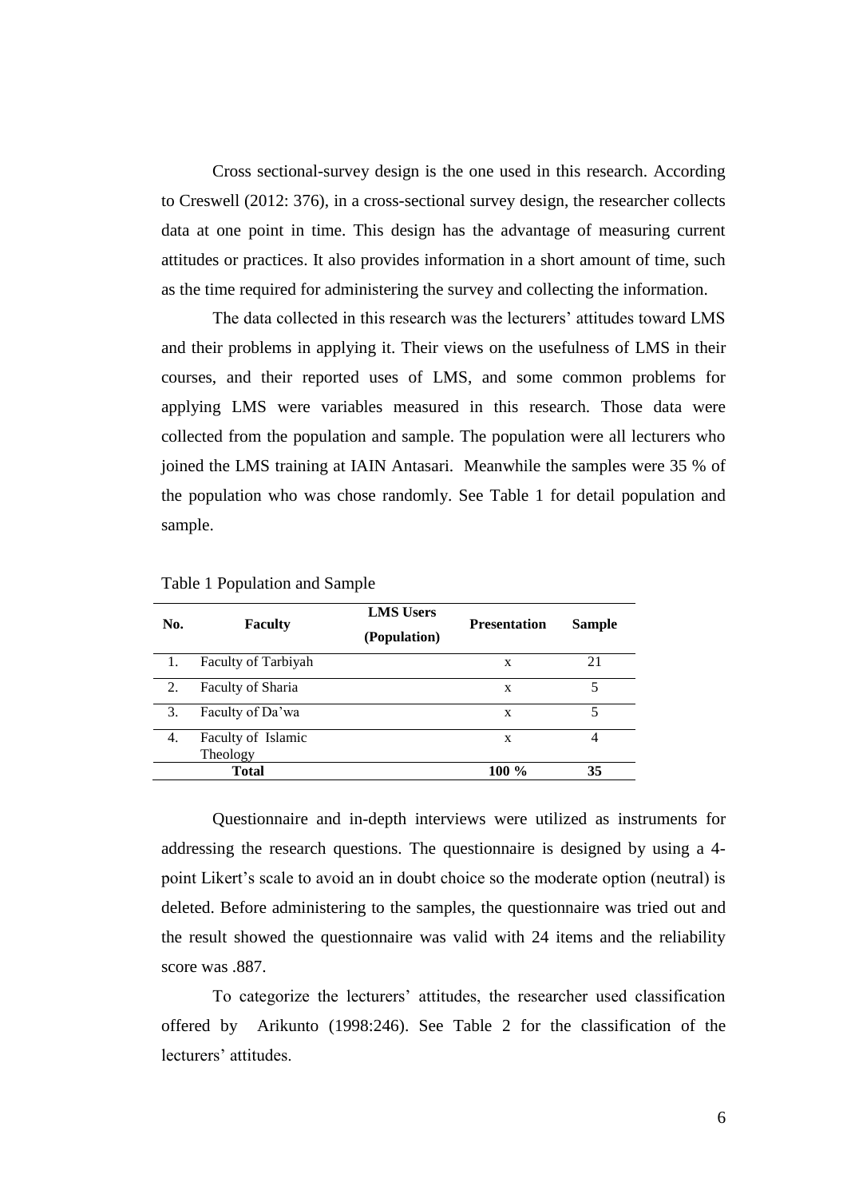Cross sectional-survey design is the one used in this research. According to Creswell (2012: 376), in a cross-sectional survey design, the researcher collects data at one point in time. This design has the advantage of measuring current attitudes or practices. It also provides information in a short amount of time, such as the time required for administering the survey and collecting the information.

The data collected in this research was the lecturers' attitudes toward LMS and their problems in applying it. Their views on the usefulness of LMS in their courses, and their reported uses of LMS, and some common problems for applying LMS were variables measured in this research. Those data were collected from the population and sample. The population were all lecturers who joined the LMS training at IAIN Antasari. Meanwhile the samples were 35 % of the population who was chose randomly. See Table 1 for detail population and sample.

Table 1 Population and Sample

| No. | Faculty | LMS Users (Population) | Presentation | Sample |
|---|---|---|---|---|
| 1. | Faculty of Tarbiyah | | x | 21 |
| 2. | Faculty of Sharia | | x | 5 |
| 3. | Faculty of Da'wa | | x | 5 |
| 4. | Faculty of Islamic Theology | | x | 4 |
| | **Total** | | **100 %** | **35** |

Questionnaire and in-depth interviews were utilized as instruments for addressing the research questions. The questionnaire is designed by using a 4-point Likert's scale to avoid an in doubt choice so the moderate option (neutral) is deleted. Before administering to the samples, the questionnaire was tried out and the result showed the questionnaire was valid with 24 items and the reliability score was .887.

To categorize the lecturers' attitudes, the researcher used classification offered by Arikunto (1998:246). See Table 2 for the classification of the lecturers' attitudes.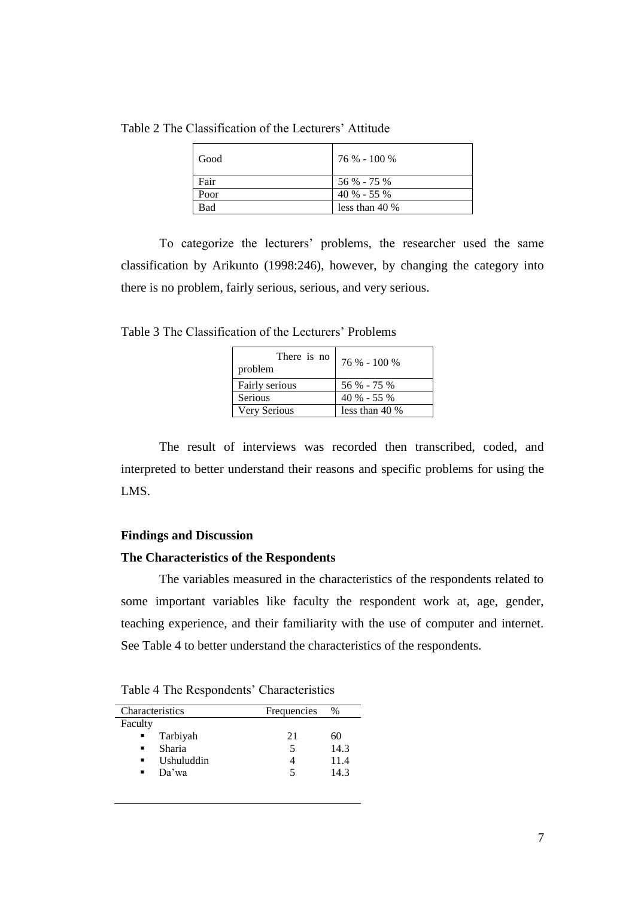Table 2 The Classification of the Lecturers' Attitude

| Good | 76 % - 100 % |
|---|---|
| Fair | 56 % - 75 % |
| Poor | 40 % - 55 % |
| Bad | less than 40 % |

To categorize the lecturers' problems, the researcher used the same classification by Arikunto (1998:246), however, by changing the category into there is no problem, fairly serious, serious, and very serious.

Table 3 The Classification of the Lecturers' Problems

| There is no problem | 76 % - 100 % |
|---|---|
| Fairly serious | 56 % - 75 % |
| Serious | 40 % - 55 % |
| Very Serious | less than 40 % |

The result of interviews was recorded then transcribed, coded, and interpreted to better understand their reasons and specific problems for using the LMS.

## Findings and Discussion

### The Characteristics of the Respondents

The variables measured in the characteristics of the respondents related to some important variables like faculty the respondent work at, age, gender, teaching experience, and their familiarity with the use of computer and internet. See Table 4 to better understand the characteristics of the respondents.

Table 4 The Respondents' Characteristics

| Characteristics | Frequencies | % |
|---|---|---|
| Faculty | | |
| ▪ Tarbiyah | 21 | 60 |
| ▪ Sharia | 5 | 14.3 |
| ▪ Ushuluddin | 4 | 11.4 |
| ▪ Da'wa | 5 | 14.3 |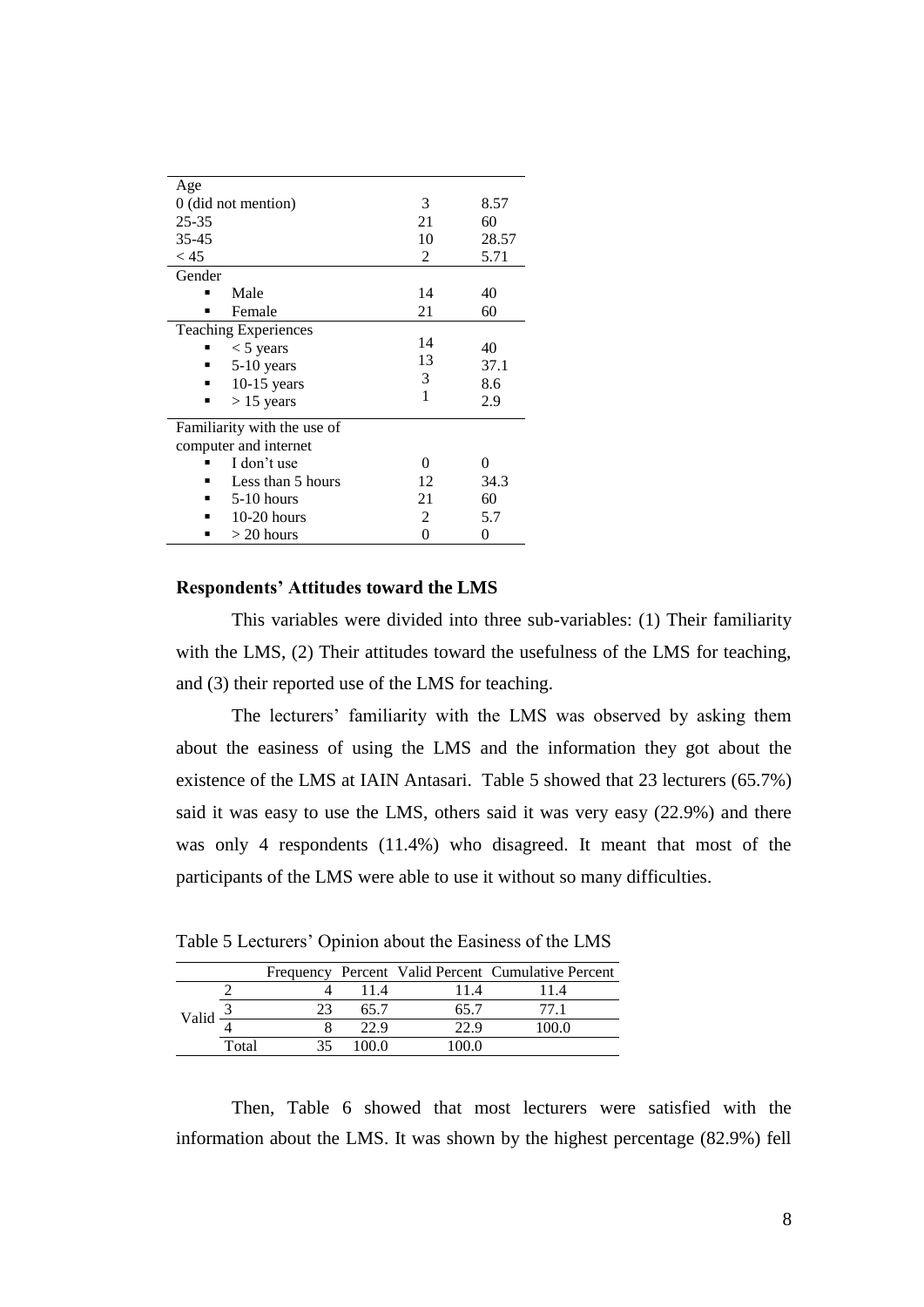| | | |
|---|---|---|
| Age | | |
| 0 (did not mention) | 3 | 8.57 |
| 25-35 | 21 | 60 |
| 35-45 | 10 | 28.57 |
| < 45 | 2 | 5.71 |
| Gender | | |
| ▪ Male | 14 | 40 |
| ▪ Female | 21 | 60 |
| Teaching Experiences | | |
| ▪ < 5 years | 14 | 40 |
| ▪ 5-10 years | 13 | 37.1 |
| ▪ 10-15 years | 3 | 8.6 |
| ▪ > 15 years | 1 | 2.9 |
| Familiarity with the use of computer and internet | | |
| ▪ I don't use | 0 | 0 |
| ▪ Less than 5 hours | 12 | 34.3 |
| ▪ 5-10 hours | 21 | 60 |
| ▪ 10-20 hours | 2 | 5.7 |
| ▪ > 20 hours | 0 | 0 |

**Respondents' Attitudes toward the LMS**

This variables were divided into three sub-variables: (1) Their familiarity with the LMS, (2) Their attitudes toward the usefulness of the LMS for teaching, and (3) their reported use of the LMS for teaching.

The lecturers' familiarity with the LMS was observed by asking them about the easiness of using the LMS and the information they got about the existence of the LMS at IAIN Antasari. Table 5 showed that 23 lecturers (65.7%) said it was easy to use the LMS, others said it was very easy (22.9%) and there was only 4 respondents (11.4%) who disagreed. It meant that most of the participants of the LMS were able to use it without so many difficulties.

Table 5 Lecturers' Opinion about the Easiness of the LMS

| | | Frequency | Percent | Valid Percent | Cumulative Percent |
|---|---|---|---|---|---|
| Valid | 2 | 4 | 11.4 | 11.4 | 11.4 |
| | 3 | 23 | 65.7 | 65.7 | 77.1 |
| | 4 | 8 | 22.9 | 22.9 | 100.0 |
| | Total | 35 | 100.0 | 100.0 | |

Then, Table 6 showed that most lecturers were satisfied with the information about the LMS. It was shown by the highest percentage (82.9%) fell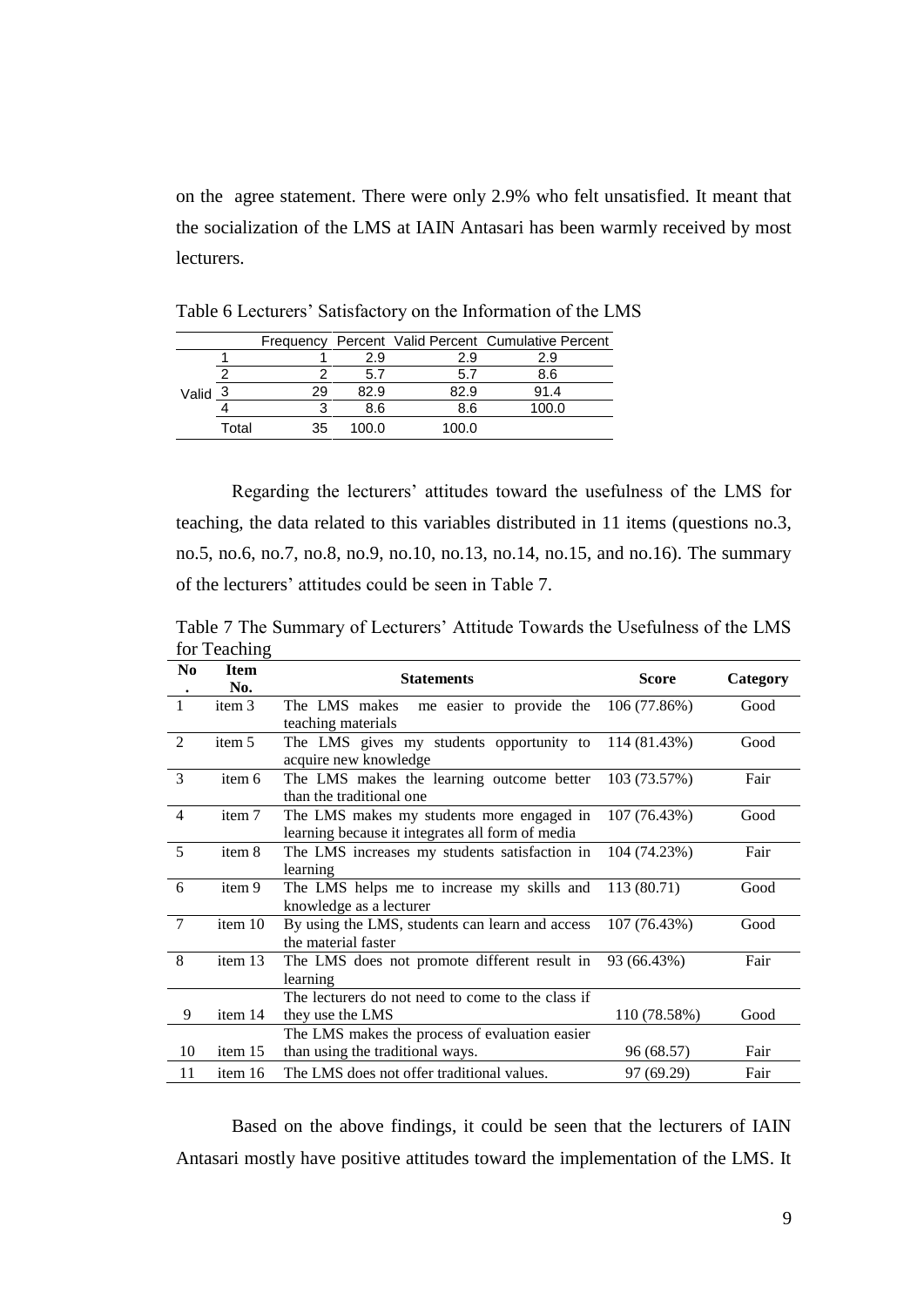on the agree statement. There were only 2.9% who felt unsatisfied. It meant that the socialization of the LMS at IAIN Antasari has been warmly received by most lecturers.

Table 6 Lecturers' Satisfactory on the Information of the LMS

| | | Frequency | Percent | Valid Percent | Cumulative Percent |
|---|---|---|---|---|---|
| Valid | 1 | 1 | 2.9 | 2.9 | 2.9 |
| | 2 | 2 | 5.7 | 5.7 | 8.6 |
| | 3 | 29 | 82.9 | 82.9 | 91.4 |
| | 4 | 3 | 8.6 | 8.6 | 100.0 |
| | Total | 35 | 100.0 | 100.0 | |

Regarding the lecturers' attitudes toward the usefulness of the LMS for teaching, the data related to this variables distributed in 11 items (questions no.3, no.5, no.6, no.7, no.8, no.9, no.10, no.13, no.14, no.15, and no.16). The summary of the lecturers' attitudes could be seen in Table 7.

Table 7 The Summary of Lecturers' Attitude Towards the Usefulness of the LMS for Teaching

| No. | Item No. | Statements | Score | Category |
|---|---|---|---|---|
| 1 | item 3 | The LMS makes me easier to provide the teaching materials | 106 (77.86%) | Good |
| 2 | item 5 | The LMS gives my students opportunity to acquire new knowledge | 114 (81.43%) | Good |
| 3 | item 6 | The LMS makes the learning outcome better than the traditional one | 103 (73.57%) | Fair |
| 4 | item 7 | The LMS makes my students more engaged in learning because it integrates all form of media | 107 (76.43%) | Good |
| 5 | item 8 | The LMS increases my students satisfaction in learning | 104 (74.23%) | Fair |
| 6 | item 9 | The LMS helps me to increase my skills and knowledge as a lecturer | 113 (80.71) | Good |
| 7 | item 10 | By using the LMS, students can learn and access the material faster | 107 (76.43%) | Good |
| 8 | item 13 | The LMS does not promote different result in learning | 93 (66.43%) | Fair |
| 9 | item 14 | The lecturers do not need to come to the class if they use the LMS | 110 (78.58%) | Good |
| 10 | item 15 | The LMS makes the process of evaluation easier than using the traditional ways. | 96 (68.57) | Fair |
| 11 | item 16 | The LMS does not offer traditional values. | 97 (69.29) | Fair |

Based on the above findings, it could be seen that the lecturers of IAIN Antasari mostly have positive attitudes toward the implementation of the LMS. It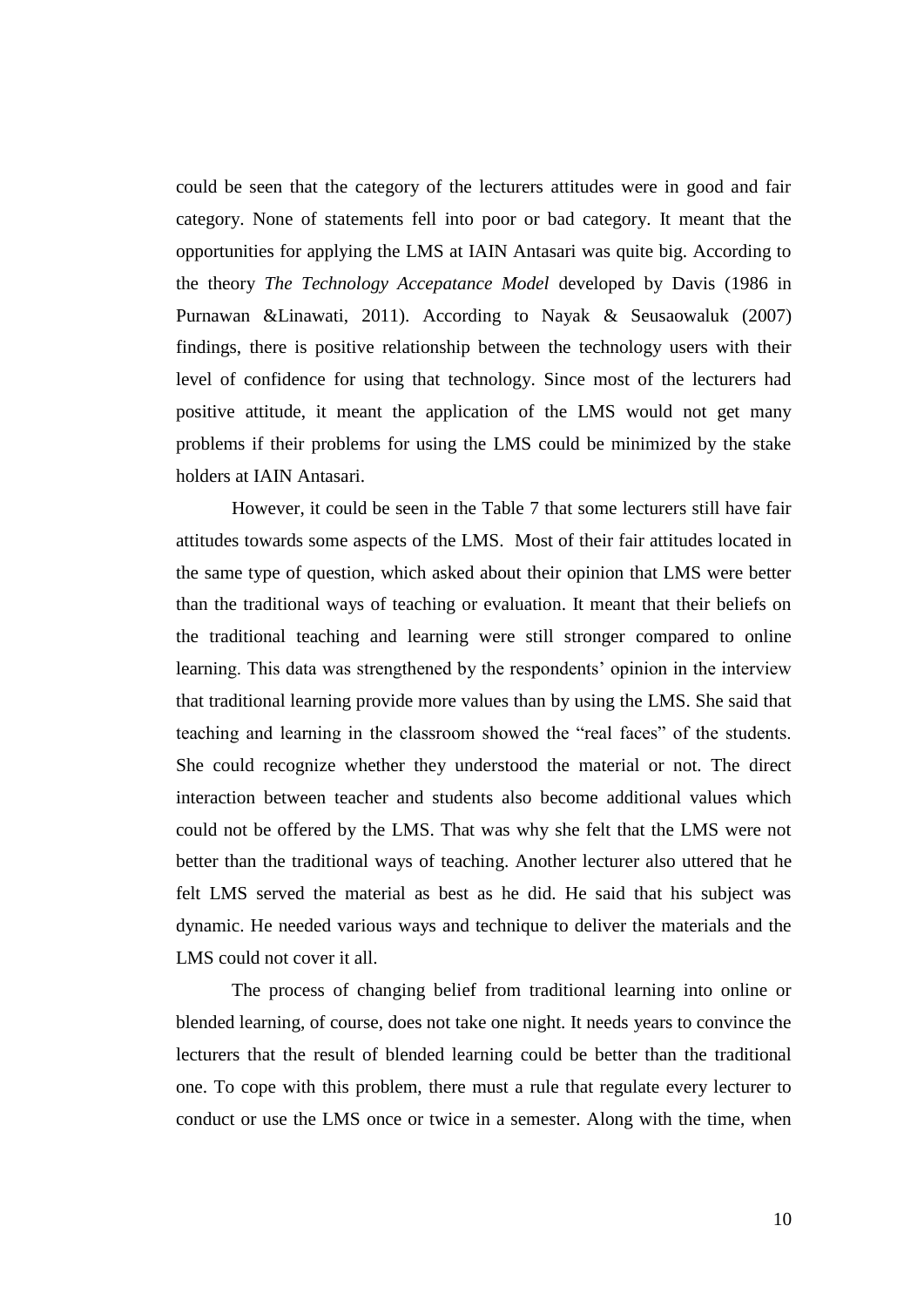could be seen that the category of the lecturers attitudes were in good and fair category. None of statements fell into poor or bad category. It meant that the opportunities for applying the LMS at IAIN Antasari was quite big. According to the theory *The Technology Accepatance Model* developed by Davis (1986 in Purnawan &Linawati, 2011). According to Nayak & Seusaowaluk (2007) findings, there is positive relationship between the technology users with their level of confidence for using that technology. Since most of the lecturers had positive attitude, it meant the application of the LMS would not get many problems if their problems for using the LMS could be minimized by the stake holders at IAIN Antasari.

However, it could be seen in the Table 7 that some lecturers still have fair attitudes towards some aspects of the LMS. Most of their fair attitudes located in the same type of question, which asked about their opinion that LMS were better than the traditional ways of teaching or evaluation. It meant that their beliefs on the traditional teaching and learning were still stronger compared to online learning. This data was strengthened by the respondents' opinion in the interview that traditional learning provide more values than by using the LMS. She said that teaching and learning in the classroom showed the "real faces" of the students. She could recognize whether they understood the material or not. The direct interaction between teacher and students also become additional values which could not be offered by the LMS. That was why she felt that the LMS were not better than the traditional ways of teaching. Another lecturer also uttered that he felt LMS served the material as best as he did. He said that his subject was dynamic. He needed various ways and technique to deliver the materials and the LMS could not cover it all.

The process of changing belief from traditional learning into online or blended learning, of course, does not take one night. It needs years to convince the lecturers that the result of blended learning could be better than the traditional one. To cope with this problem, there must a rule that regulate every lecturer to conduct or use the LMS once or twice in a semester. Along with the time, when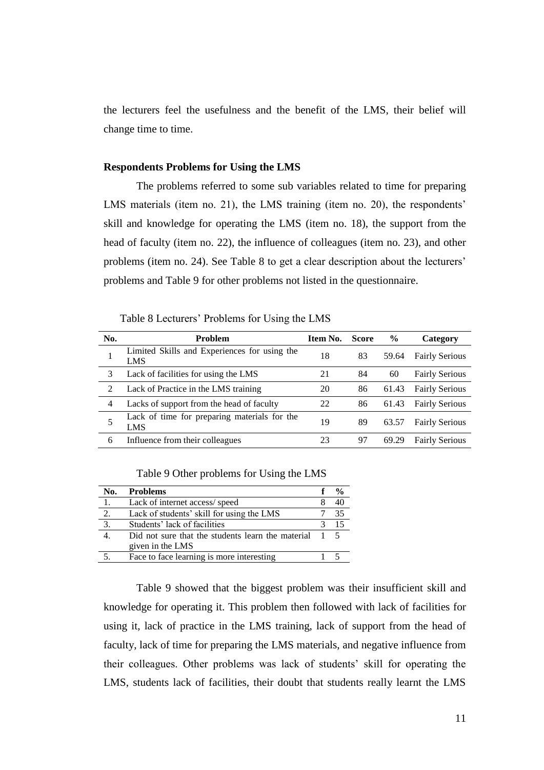the lecturers feel the usefulness and the benefit of the LMS, their belief will change time to time.

**Respondents Problems for Using the LMS**

The problems referred to some sub variables related to time for preparing LMS materials (item no. 21), the LMS training (item no. 20), the respondents' skill and knowledge for operating the LMS (item no. 18), the support from the head of faculty (item no. 22), the influence of colleagues (item no. 23), and other problems (item no. 24). See Table 8 to get a clear description about the lecturers' problems and Table 9 for other problems not listed in the questionnaire.

Table 8 Lecturers' Problems for Using the LMS

| No. | Problem | Item No. | Score | % | Category |
|---|---|---|---|---|---|
| 1 | Limited Skills and Experiences for using the LMS | 18 | 83 | 59.64 | Fairly Serious |
| 3 | Lack of facilities for using the LMS | 21 | 84 | 60 | Fairly Serious |
| 2 | Lack of Practice in the LMS training | 20 | 86 | 61.43 | Fairly Serious |
| 4 | Lacks of support from the head of faculty | 22 | 86 | 61.43 | Fairly Serious |
| 5 | Lack of time for preparing materials for the LMS | 19 | 89 | 63.57 | Fairly Serious |
| 6 | Influence from their colleagues | 23 | 97 | 69.29 | Fairly Serious |

Table 9 Other problems for Using the LMS

| No. | Problems | f | % |
|---|---|---|---|
| 1. | Lack of internet access/ speed | 8 | 40 |
| 2. | Lack of students' skill for using the LMS | 7 | 35 |
| 3. | Students' lack of facilities | 3 | 15 |
| 4. | Did not sure that the students learn the material given in the LMS | 1 | 5 |
| 5. | Face to face learning is more interesting | 1 | 5 |

Table 9 showed that the biggest problem was their insufficient skill and knowledge for operating it. This problem then followed with lack of facilities for using it, lack of practice in the LMS training, lack of support from the head of faculty, lack of time for preparing the LMS materials, and negative influence from their colleagues. Other problems was lack of students' skill for operating the LMS, students lack of facilities, their doubt that students really learnt the LMS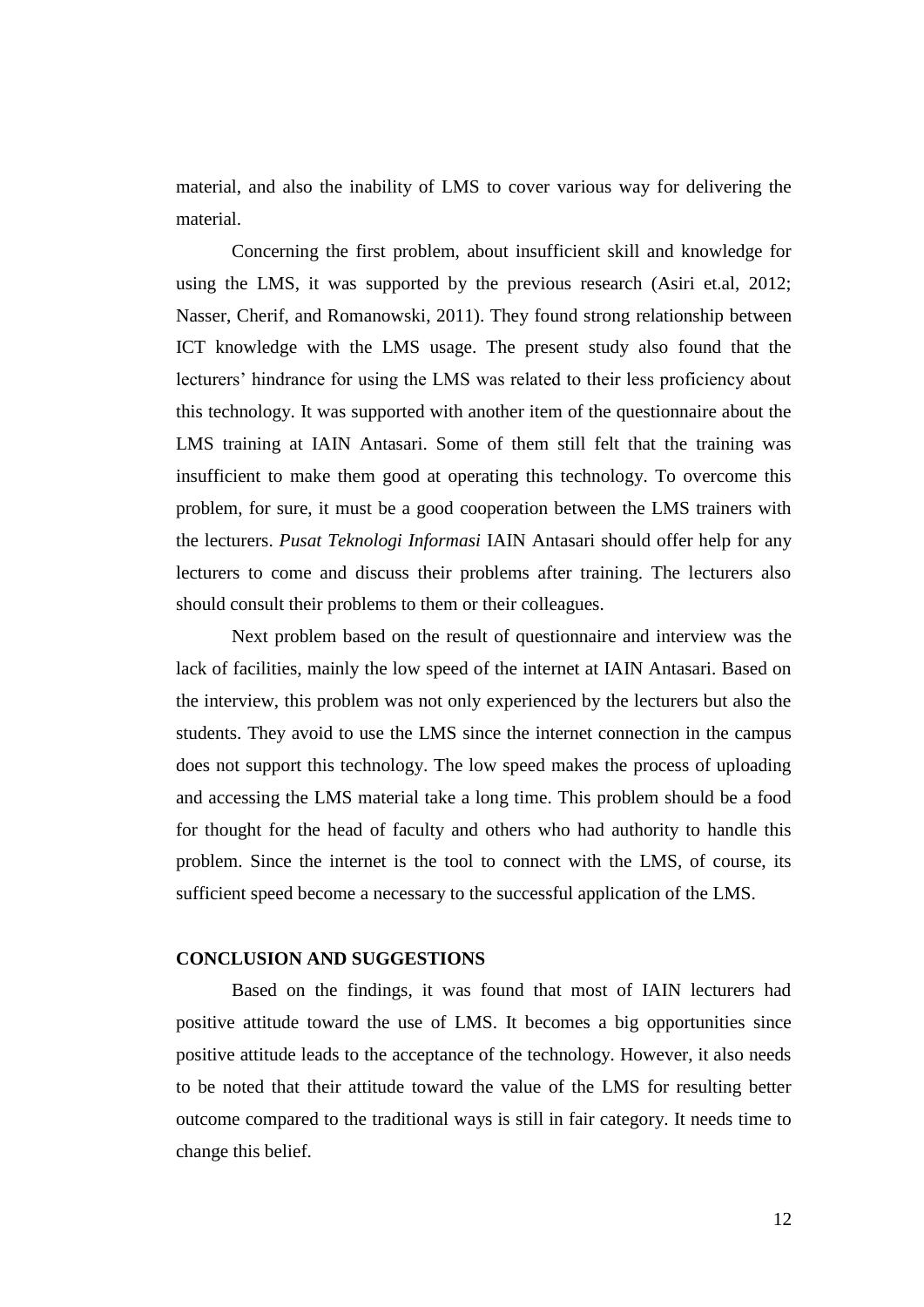material, and also the inability of LMS to cover various way for delivering the material.

Concerning the first problem, about insufficient skill and knowledge for using the LMS, it was supported by the previous research (Asiri et.al, 2012; Nasser, Cherif, and Romanowski, 2011). They found strong relationship between ICT knowledge with the LMS usage. The present study also found that the lecturers' hindrance for using the LMS was related to their less proficiency about this technology. It was supported with another item of the questionnaire about the LMS training at IAIN Antasari. Some of them still felt that the training was insufficient to make them good at operating this technology. To overcome this problem, for sure, it must be a good cooperation between the LMS trainers with the lecturers. *Pusat Teknologi Informasi* IAIN Antasari should offer help for any lecturers to come and discuss their problems after training. The lecturers also should consult their problems to them or their colleagues.

Next problem based on the result of questionnaire and interview was the lack of facilities, mainly the low speed of the internet at IAIN Antasari. Based on the interview, this problem was not only experienced by the lecturers but also the students. They avoid to use the LMS since the internet connection in the campus does not support this technology. The low speed makes the process of uploading and accessing the LMS material take a long time. This problem should be a food for thought for the head of faculty and others who had authority to handle this problem. Since the internet is the tool to connect with the LMS, of course, its sufficient speed become a necessary to the successful application of the LMS.

## CONCLUSION AND SUGGESTIONS

Based on the findings, it was found that most of IAIN lecturers had positive attitude toward the use of LMS. It becomes a big opportunities since positive attitude leads to the acceptance of the technology. However, it also needs to be noted that their attitude toward the value of the LMS for resulting better outcome compared to the traditional ways is still in fair category. It needs time to change this belief.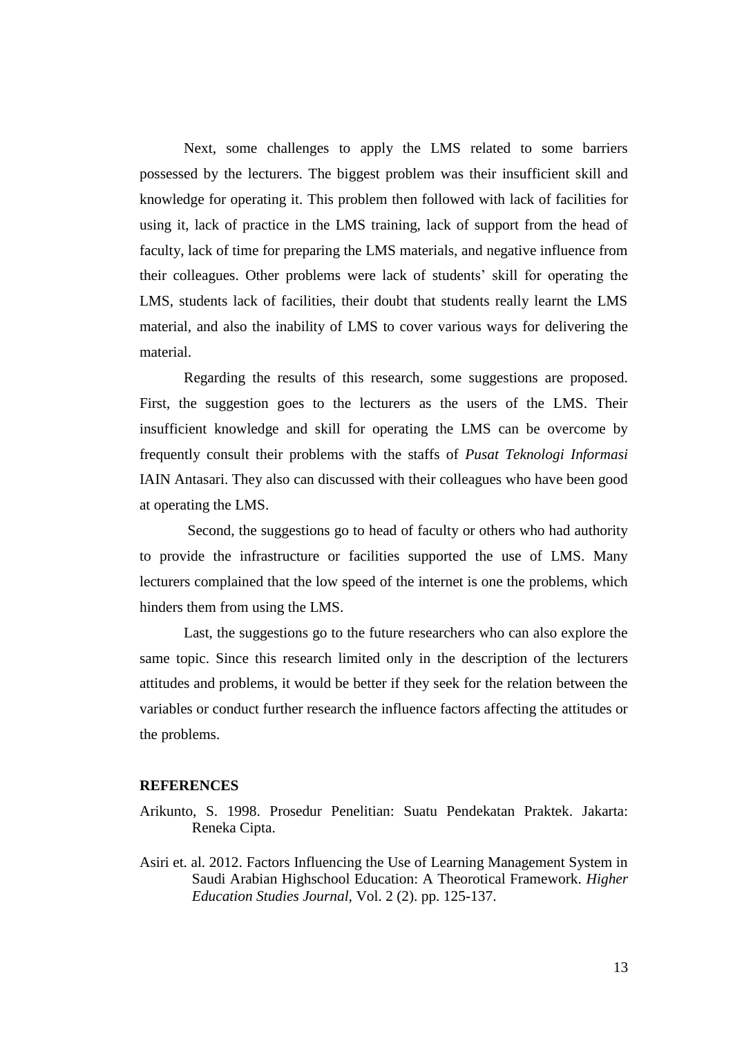Next, some challenges to apply the LMS related to some barriers possessed by the lecturers. The biggest problem was their insufficient skill and knowledge for operating it. This problem then followed with lack of facilities for using it, lack of practice in the LMS training, lack of support from the head of faculty, lack of time for preparing the LMS materials, and negative influence from their colleagues. Other problems were lack of students' skill for operating the LMS, students lack of facilities, their doubt that students really learnt the LMS material, and also the inability of LMS to cover various ways for delivering the material.

Regarding the results of this research, some suggestions are proposed. First, the suggestion goes to the lecturers as the users of the LMS. Their insufficient knowledge and skill for operating the LMS can be overcome by frequently consult their problems with the staffs of *Pusat Teknologi Informasi* IAIN Antasari. They also can discussed with their colleagues who have been good at operating the LMS.

Second, the suggestions go to head of faculty or others who had authority to provide the infrastructure or facilities supported the use of LMS. Many lecturers complained that the low speed of the internet is one the problems, which hinders them from using the LMS.

Last, the suggestions go to the future researchers who can also explore the same topic. Since this research limited only in the description of the lecturers attitudes and problems, it would be better if they seek for the relation between the variables or conduct further research the influence factors affecting the attitudes or the problems.

## REFERENCES

Arikunto, S. 1998. Prosedur Penelitian: Suatu Pendekatan Praktek. Jakarta: Reneka Cipta.

Asiri et. al. 2012. Factors Influencing the Use of Learning Management System in Saudi Arabian Highschool Education: A Theorotical Framework. *Higher Education Studies Journal,* Vol. 2 (2). pp. 125-137.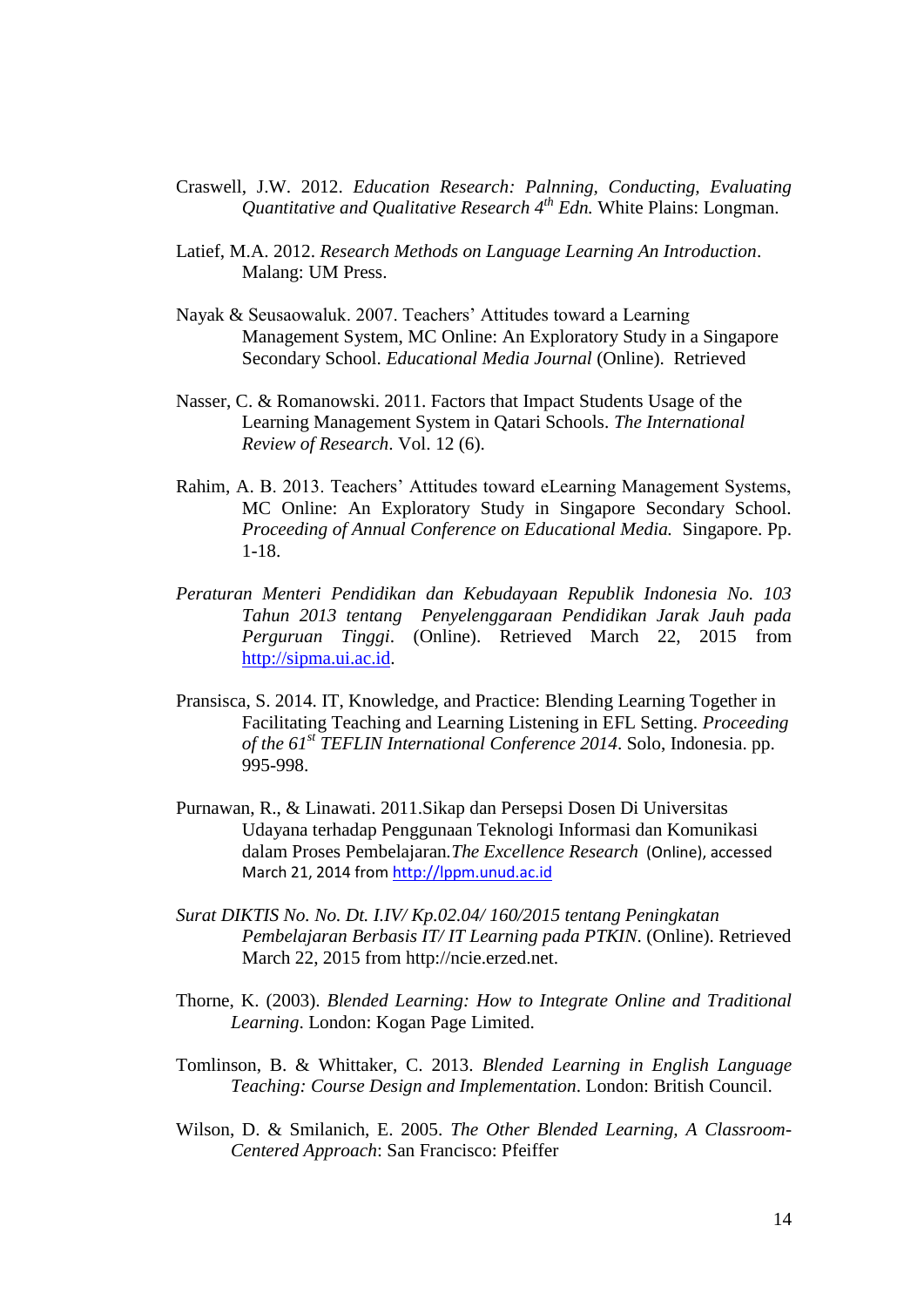Craswell, J.W. 2012. *Education Research: Palnning, Conducting, Evaluating Quantitative and Qualitative Research 4th Edn.* White Plains: Longman.

Latief, M.A. 2012. *Research Methods on Language Learning An Introduction*. Malang: UM Press.

Nayak & Seusaowaluk. 2007. Teachers' Attitudes toward a Learning Management System, MC Online: An Exploratory Study in a Singapore Secondary School. *Educational Media Journal* (Online). Retrieved

Nasser, C. & Romanowski. 2011. Factors that Impact Students Usage of the Learning Management System in Qatari Schools. *The International Review of Research*. Vol. 12 (6).

Rahim, A. B. 2013. Teachers' Attitudes toward eLearning Management Systems, MC Online: An Exploratory Study in Singapore Secondary School. *Proceeding of Annual Conference on Educational Media.* Singapore. Pp. 1-18.

*Peraturan Menteri Pendidikan dan Kebudayaan Republik Indonesia No. 103 Tahun 2013 tentang Penyelenggaraan Pendidikan Jarak Jauh pada Perguruan Tinggi*. (Online). Retrieved March 22, 2015 from http://sipma.ui.ac.id.

Pransisca, S. 2014. IT, Knowledge, and Practice: Blending Learning Together in Facilitating Teaching and Learning Listening in EFL Setting. *Proceeding of the 61st TEFLIN International Conference 2014*. Solo, Indonesia. pp. 995-998.

Purnawan, R., & Linawati. 2011.Sikap dan Persepsi Dosen Di Universitas Udayana terhadap Penggunaan Teknologi Informasi dan Komunikasi dalam Proses Pembelajaran.*The Excellence Research* (Online), accessed March 21, 2014 from http://lppm.unud.ac.id

*Surat DIKTIS No. No. Dt. I.IV/ Kp.02.04/ 160/2015 tentang Peningkatan Pembelajaran Berbasis IT/ IT Learning pada PTKIN*. (Online). Retrieved March 22, 2015 from http://ncie.erzed.net.

Thorne, K. (2003). *Blended Learning: How to Integrate Online and Traditional Learning*. London: Kogan Page Limited.

Tomlinson, B. & Whittaker, C. 2013. *Blended Learning in English Language Teaching: Course Design and Implementation*. London: British Council.

Wilson, D. & Smilanich, E. 2005. *The Other Blended Learning, A Classroom-Centered Approach*: San Francisco: Pfeiffer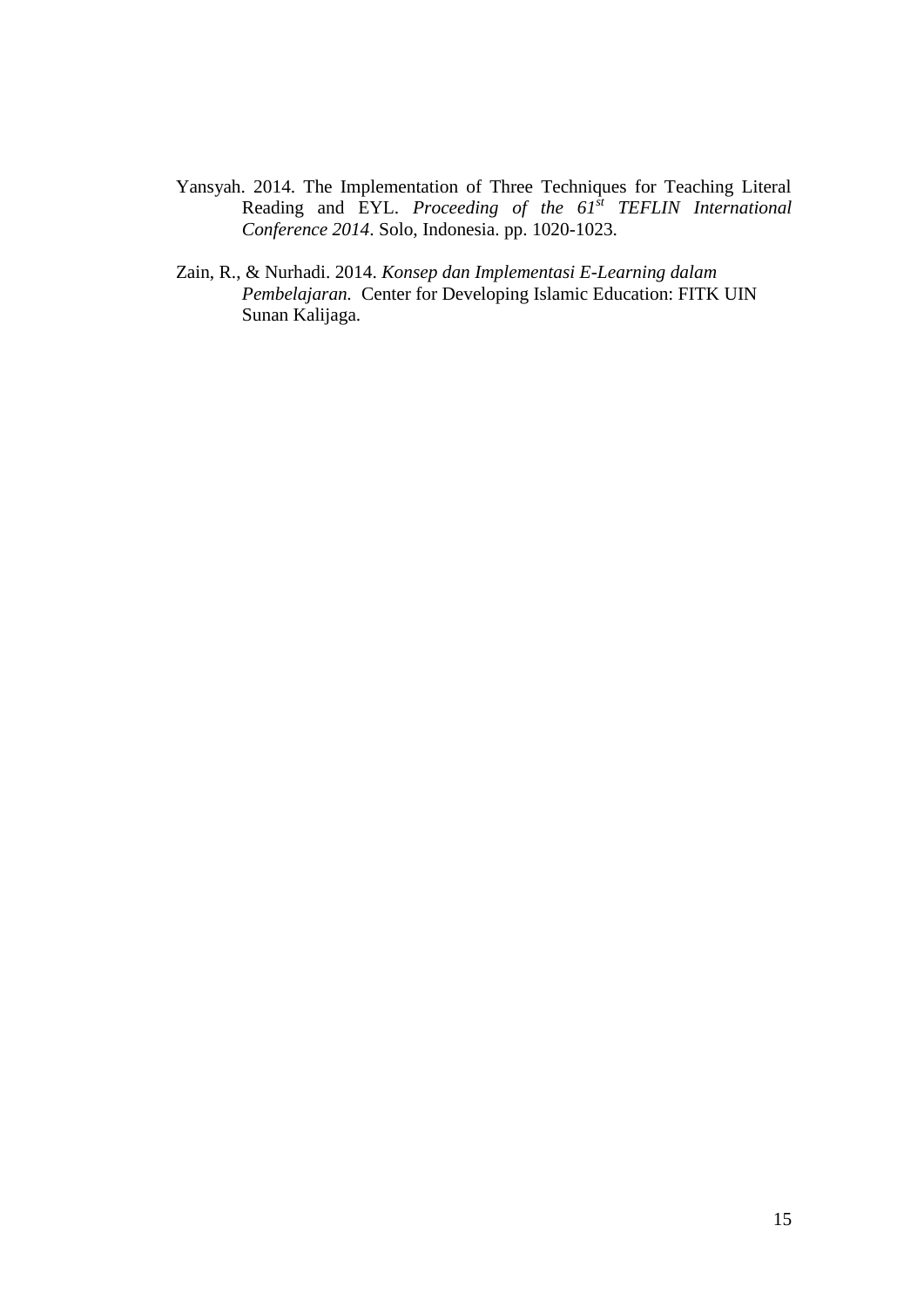Yansyah. 2014. The Implementation of Three Techniques for Teaching Literal Reading and EYL. *Proceeding of the 61st TEFLIN International Conference 2014*. Solo, Indonesia. pp. 1020-1023.

Zain, R., & Nurhadi. 2014. *Konsep dan Implementasi E-Learning dalam Pembelajaran.* Center for Developing Islamic Education: FITK UIN Sunan Kalijaga.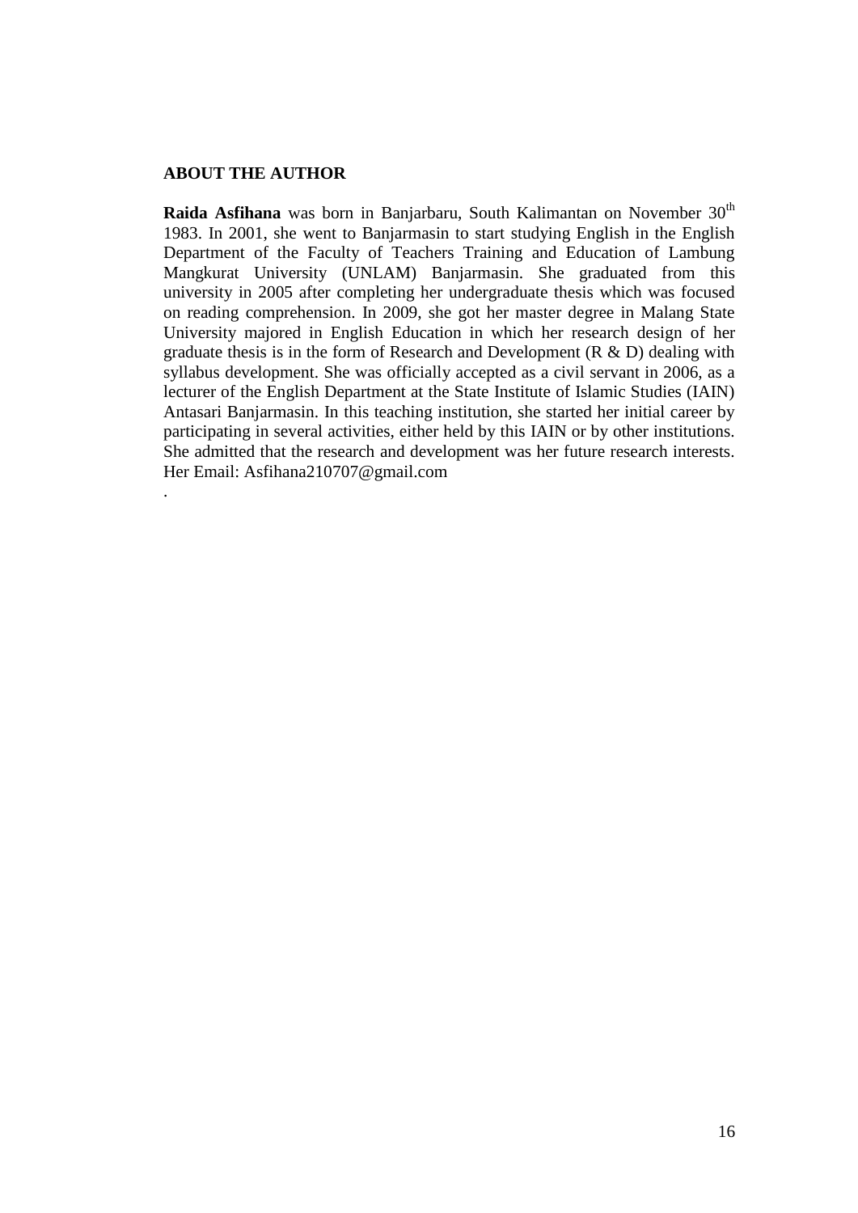**ABOUT THE AUTHOR**

**Raida Asfihana** was born in Banjarbaru, South Kalimantan on November 30th 1983. In 2001, she went to Banjarmasin to start studying English in the English Department of the Faculty of Teachers Training and Education of Lambung Mangkurat University (UNLAM) Banjarmasin. She graduated from this university in 2005 after completing her undergraduate thesis which was focused on reading comprehension. In 2009, she got her master degree in Malang State University majored in English Education in which her research design of her graduate thesis is in the form of Research and Development (R & D) dealing with syllabus development. She was officially accepted as a civil servant in 2006, as a lecturer of the English Department at the State Institute of Islamic Studies (IAIN) Antasari Banjarmasin. In this teaching institution, she started her initial career by participating in several activities, either held by this IAIN or by other institutions. She admitted that the research and development was her future research interests. Her Email: Asfihana210707@gmail.com

.